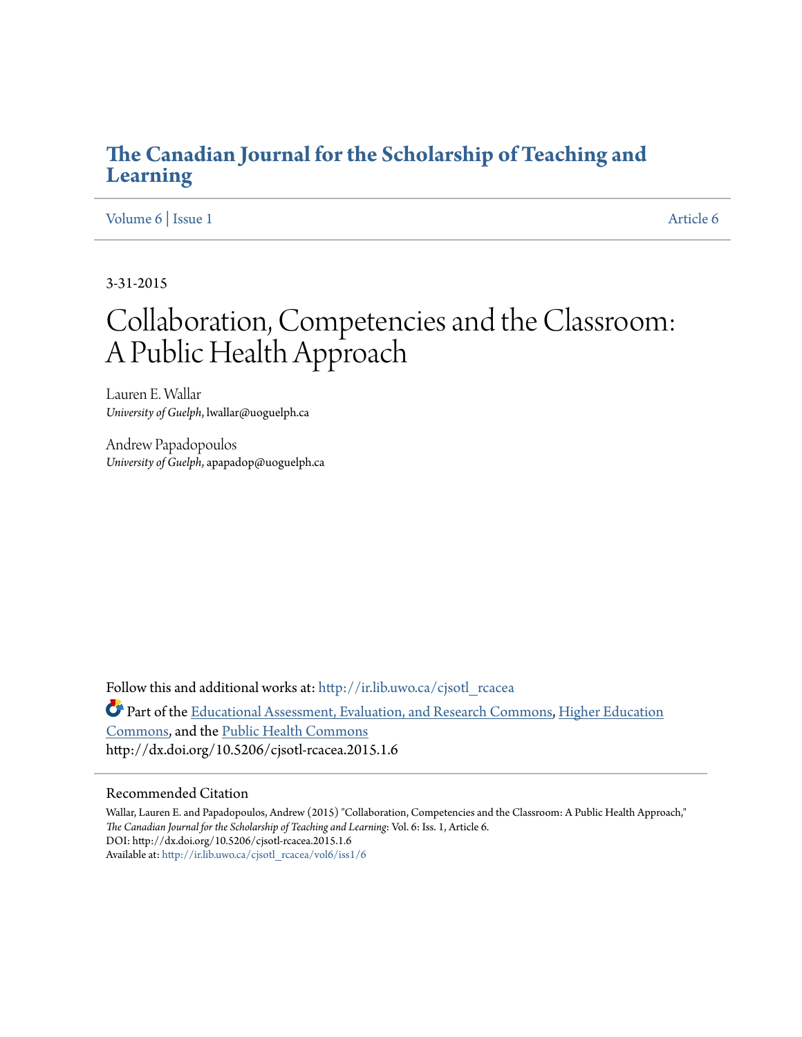# The Canadian Journal for the Scholarship of Teaching and Learning

Volume 6 | Issue 1 Article 6

3-31-2015

# Collaboration, Competencies and the Classroom: A Public Health Approach

Lauren E. Wallar
*University of Guelph*, lwallar@uoguelph.ca

Andrew Papadopoulos
*University of Guelph*, apapadop@uoguelph.ca

Follow this and additional works at: http://ir.lib.uwo.ca/cjsotl_rcacea

Part of the Educational Assessment, Evaluation, and Research Commons, Higher Education Commons, and the Public Health Commons
http://dx.doi.org/10.5206/cjsotl-rcacea.2015.1.6

## Recommended Citation

Wallar, Lauren E. and Papadopoulos, Andrew (2015) "Collaboration, Competencies and the Classroom: A Public Health Approach," *The Canadian Journal for the Scholarship of Teaching and Learning*: Vol. 6: Iss. 1, Article 6.
DOI: http://dx.doi.org/10.5206/cjsotl-rcacea.2015.1.6
Available at: http://ir.lib.uwo.ca/cjsotl_rcacea/vol6/iss1/6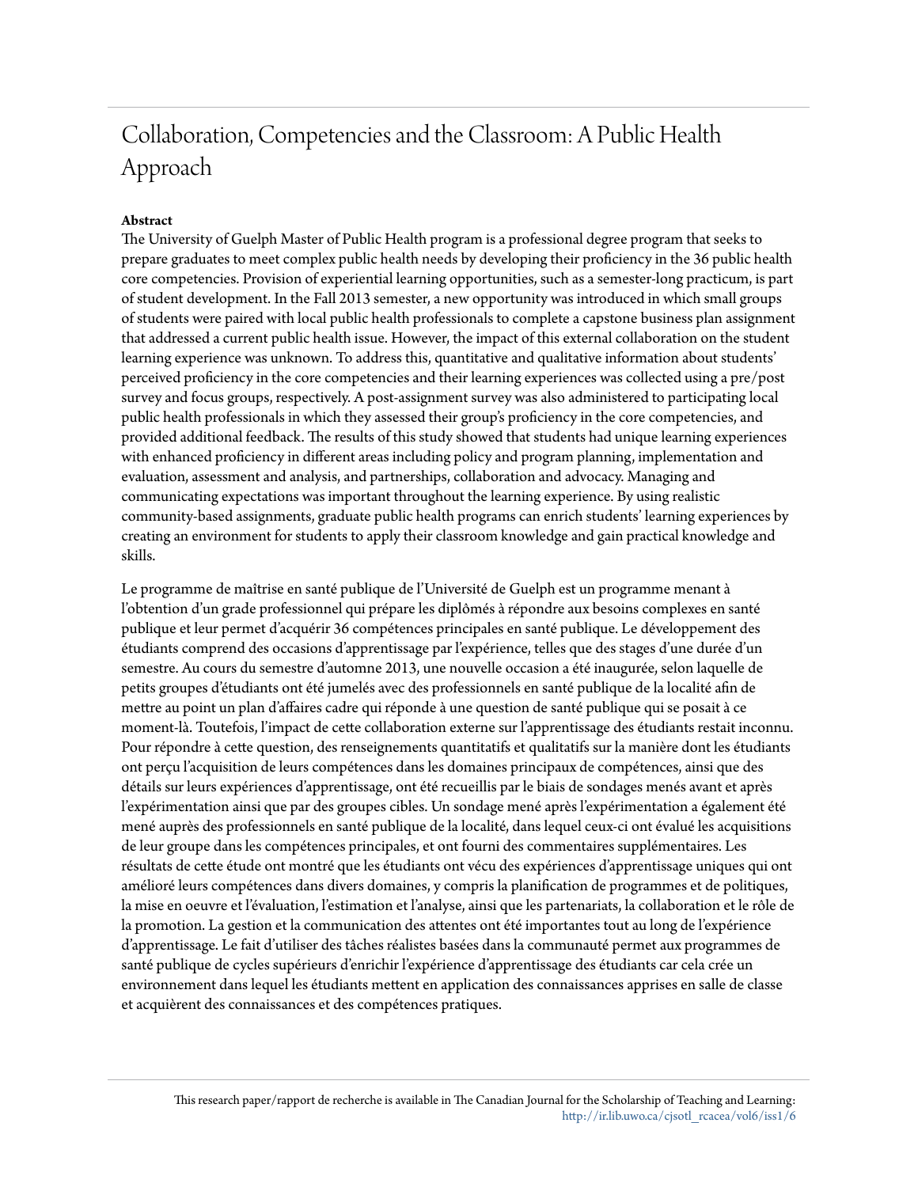# Collaboration, Competencies and the Classroom: A Public Health Approach

**Abstract**

The University of Guelph Master of Public Health program is a professional degree program that seeks to prepare graduates to meet complex public health needs by developing their proficiency in the 36 public health core competencies. Provision of experiential learning opportunities, such as a semester-long practicum, is part of student development. In the Fall 2013 semester, a new opportunity was introduced in which small groups of students were paired with local public health professionals to complete a capstone business plan assignment that addressed a current public health issue. However, the impact of this external collaboration on the student learning experience was unknown. To address this, quantitative and qualitative information about students' perceived proficiency in the core competencies and their learning experiences was collected using a pre/post survey and focus groups, respectively. A post-assignment survey was also administered to participating local public health professionals in which they assessed their group's proficiency in the core competencies, and provided additional feedback. The results of this study showed that students had unique learning experiences with enhanced proficiency in different areas including policy and program planning, implementation and evaluation, assessment and analysis, and partnerships, collaboration and advocacy. Managing and communicating expectations was important throughout the learning experience. By using realistic community-based assignments, graduate public health programs can enrich students' learning experiences by creating an environment for students to apply their classroom knowledge and gain practical knowledge and skills.

Le programme de maîtrise en santé publique de l'Université de Guelph est un programme menant à l'obtention d'un grade professionnel qui prépare les diplômés à répondre aux besoins complexes en santé publique et leur permet d'acquérir 36 compétences principales en santé publique. Le développement des étudiants comprend des occasions d'apprentissage par l'expérience, telles que des stages d'une durée d'un semestre. Au cours du semestre d'automne 2013, une nouvelle occasion a été inaugurée, selon laquelle de petits groupes d'étudiants ont été jumelés avec des professionnels en santé publique de la localité afin de mettre au point un plan d'affaires cadre qui réponde à une question de santé publique qui se posait à ce moment-là. Toutefois, l'impact de cette collaboration externe sur l'apprentissage des étudiants restait inconnu. Pour répondre à cette question, des renseignements quantitatifs et qualitatifs sur la manière dont les étudiants ont perçu l'acquisition de leurs compétences dans les domaines principaux de compétences, ainsi que des détails sur leurs expériences d'apprentissage, ont été recueillis par le biais de sondages menés avant et après l'expérimentation ainsi que par des groupes cibles. Un sondage mené après l'expérimentation a également été mené auprès des professionnels en santé publique de la localité, dans lequel ceux-ci ont évalué les acquisitions de leur groupe dans les compétences principales, et ont fourni des commentaires supplémentaires. Les résultats de cette étude ont montré que les étudiants ont vécu des expériences d'apprentissage uniques qui ont amélioré leurs compétences dans divers domaines, y compris la planification de programmes et de politiques, la mise en oeuvre et l'évaluation, l'estimation et l'analyse, ainsi que les partenariats, la collaboration et le rôle de la promotion. La gestion et la communication des attentes ont été importantes tout au long de l'expérience d'apprentissage. Le fait d'utiliser des tâches réalistes basées dans la communauté permet aux programmes de santé publique de cycles supérieurs d'enrichir l'expérience d'apprentissage des étudiants car cela crée un environnement dans lequel les étudiants mettent en application des connaissances apprises en salle de classe et acquièrent des connaissances et des compétences pratiques.

This research paper/rapport de recherche is available in The Canadian Journal for the Scholarship of Teaching and Learning: http://ir.lib.uwo.ca/cjsotl_rcacea/vol6/iss1/6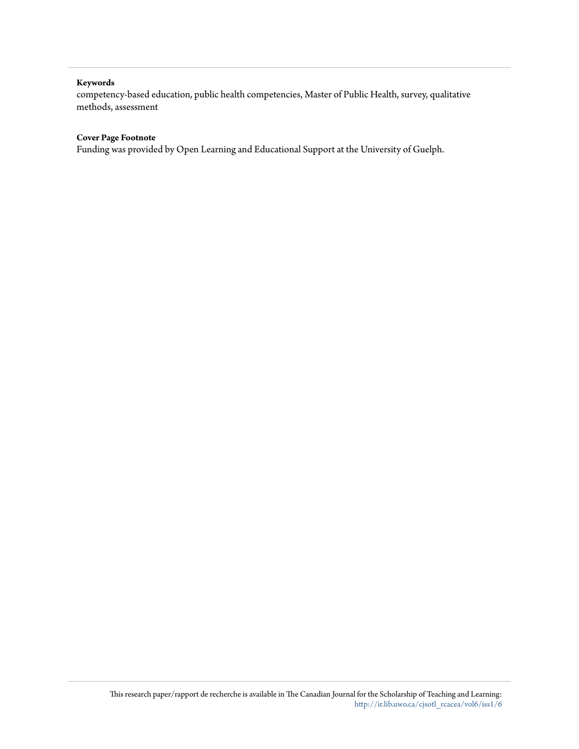**Keywords**

competency-based education, public health competencies, Master of Public Health, survey, qualitative methods, assessment

**Cover Page Footnote**

Funding was provided by Open Learning and Educational Support at the University of Guelph.

This research paper/rapport de recherche is available in The Canadian Journal for the Scholarship of Teaching and Learning: http://ir.lib.uwo.ca/cjsotl_rcacea/vol6/iss1/6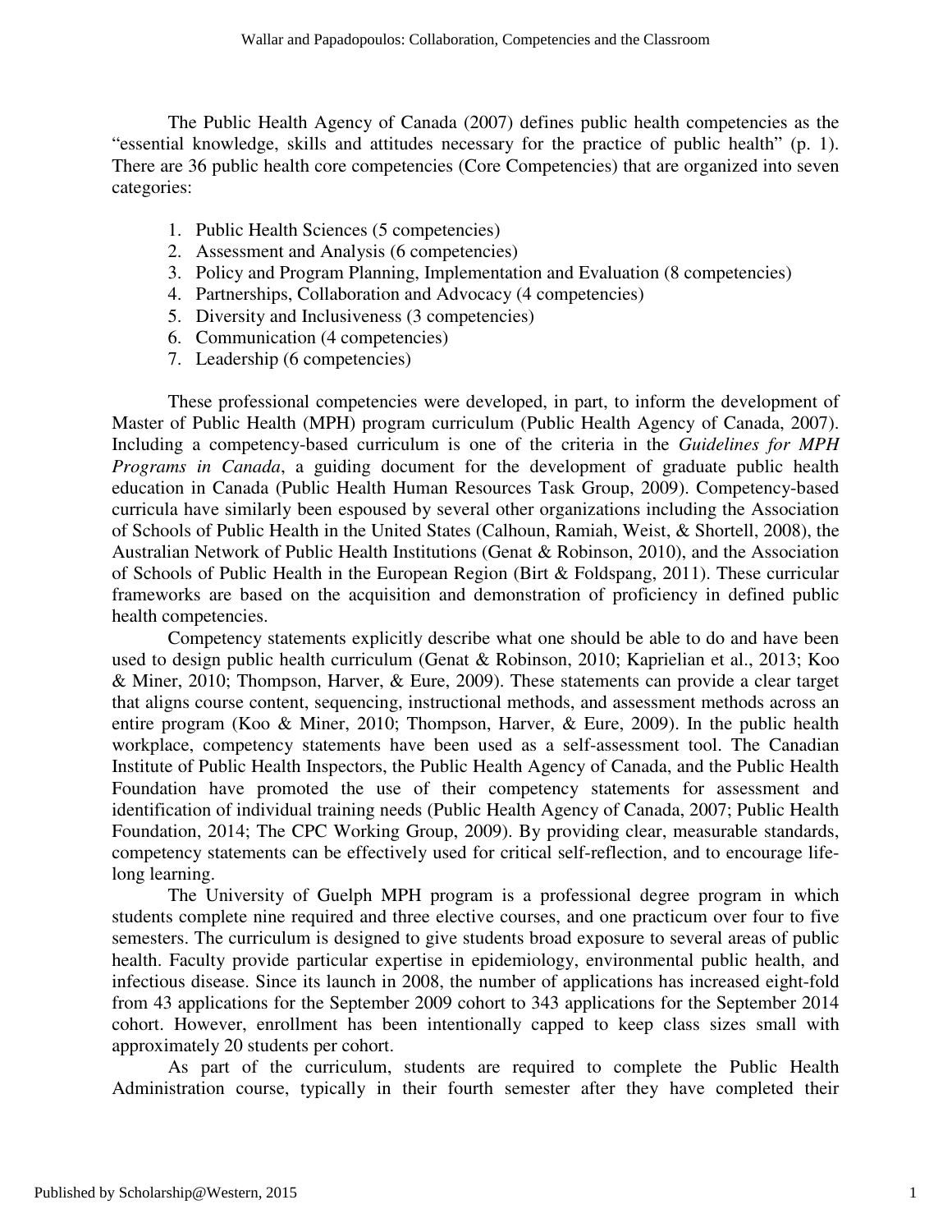The Public Health Agency of Canada (2007) defines public health competencies as the "essential knowledge, skills and attitudes necessary for the practice of public health" (p. 1). There are 36 public health core competencies (Core Competencies) that are organized into seven categories:

1. Public Health Sciences (5 competencies)
2. Assessment and Analysis (6 competencies)
3. Policy and Program Planning, Implementation and Evaluation (8 competencies)
4. Partnerships, Collaboration and Advocacy (4 competencies)
5. Diversity and Inclusiveness (3 competencies)
6. Communication (4 competencies)
7. Leadership (6 competencies)

These professional competencies were developed, in part, to inform the development of Master of Public Health (MPH) program curriculum (Public Health Agency of Canada, 2007). Including a competency-based curriculum is one of the criteria in the *Guidelines for MPH Programs in Canada*, a guiding document for the development of graduate public health education in Canada (Public Health Human Resources Task Group, 2009). Competency-based curricula have similarly been espoused by several other organizations including the Association of Schools of Public Health in the United States (Calhoun, Ramiah, Weist, & Shortell, 2008), the Australian Network of Public Health Institutions (Genat & Robinson, 2010), and the Association of Schools of Public Health in the European Region (Birt & Foldspang, 2011). These curricular frameworks are based on the acquisition and demonstration of proficiency in defined public health competencies.

Competency statements explicitly describe what one should be able to do and have been used to design public health curriculum (Genat & Robinson, 2010; Kaprielian et al., 2013; Koo & Miner, 2010; Thompson, Harver, & Eure, 2009). These statements can provide a clear target that aligns course content, sequencing, instructional methods, and assessment methods across an entire program (Koo & Miner, 2010; Thompson, Harver, & Eure, 2009). In the public health workplace, competency statements have been used as a self-assessment tool. The Canadian Institute of Public Health Inspectors, the Public Health Agency of Canada, and the Public Health Foundation have promoted the use of their competency statements for assessment and identification of individual training needs (Public Health Agency of Canada, 2007; Public Health Foundation, 2014; The CPC Working Group, 2009). By providing clear, measurable standards, competency statements can be effectively used for critical self-reflection, and to encourage life-long learning.

The University of Guelph MPH program is a professional degree program in which students complete nine required and three elective courses, and one practicum over four to five semesters. The curriculum is designed to give students broad exposure to several areas of public health. Faculty provide particular expertise in epidemiology, environmental public health, and infectious disease. Since its launch in 2008, the number of applications has increased eight-fold from 43 applications for the September 2009 cohort to 343 applications for the September 2014 cohort. However, enrollment has been intentionally capped to keep class sizes small with approximately 20 students per cohort.

As part of the curriculum, students are required to complete the Public Health Administration course, typically in their fourth semester after they have completed their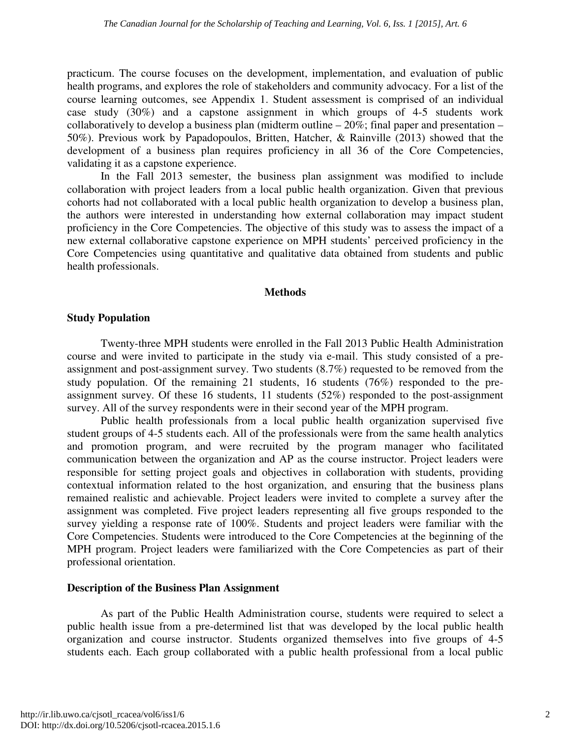practicum. The course focuses on the development, implementation, and evaluation of public health programs, and explores the role of stakeholders and community advocacy. For a list of the course learning outcomes, see Appendix 1. Student assessment is comprised of an individual case study (30%) and a capstone assignment in which groups of 4-5 students work collaboratively to develop a business plan (midterm outline – 20%; final paper and presentation – 50%). Previous work by Papadopoulos, Britten, Hatcher, & Rainville (2013) showed that the development of a business plan requires proficiency in all 36 of the Core Competencies, validating it as a capstone experience.

In the Fall 2013 semester, the business plan assignment was modified to include collaboration with project leaders from a local public health organization. Given that previous cohorts had not collaborated with a local public health organization to develop a business plan, the authors were interested in understanding how external collaboration may impact student proficiency in the Core Competencies. The objective of this study was to assess the impact of a new external collaborative capstone experience on MPH students' perceived proficiency in the Core Competencies using quantitative and qualitative data obtained from students and public health professionals.

## Methods

### Study Population

Twenty-three MPH students were enrolled in the Fall 2013 Public Health Administration course and were invited to participate in the study via e-mail. This study consisted of a pre-assignment and post-assignment survey. Two students (8.7%) requested to be removed from the study population. Of the remaining 21 students, 16 students (76%) responded to the pre-assignment survey. Of these 16 students, 11 students (52%) responded to the post-assignment survey. All of the survey respondents were in their second year of the MPH program.

Public health professionals from a local public health organization supervised five student groups of 4-5 students each. All of the professionals were from the same health analytics and promotion program, and were recruited by the program manager who facilitated communication between the organization and AP as the course instructor. Project leaders were responsible for setting project goals and objectives in collaboration with students, providing contextual information related to the host organization, and ensuring that the business plans remained realistic and achievable. Project leaders were invited to complete a survey after the assignment was completed. Five project leaders representing all five groups responded to the survey yielding a response rate of 100%. Students and project leaders were familiar with the Core Competencies. Students were introduced to the Core Competencies at the beginning of the MPH program. Project leaders were familiarized with the Core Competencies as part of their professional orientation.

### Description of the Business Plan Assignment

As part of the Public Health Administration course, students were required to select a public health issue from a pre-determined list that was developed by the local public health organization and course instructor. Students organized themselves into five groups of 4-5 students each. Each group collaborated with a public health professional from a local public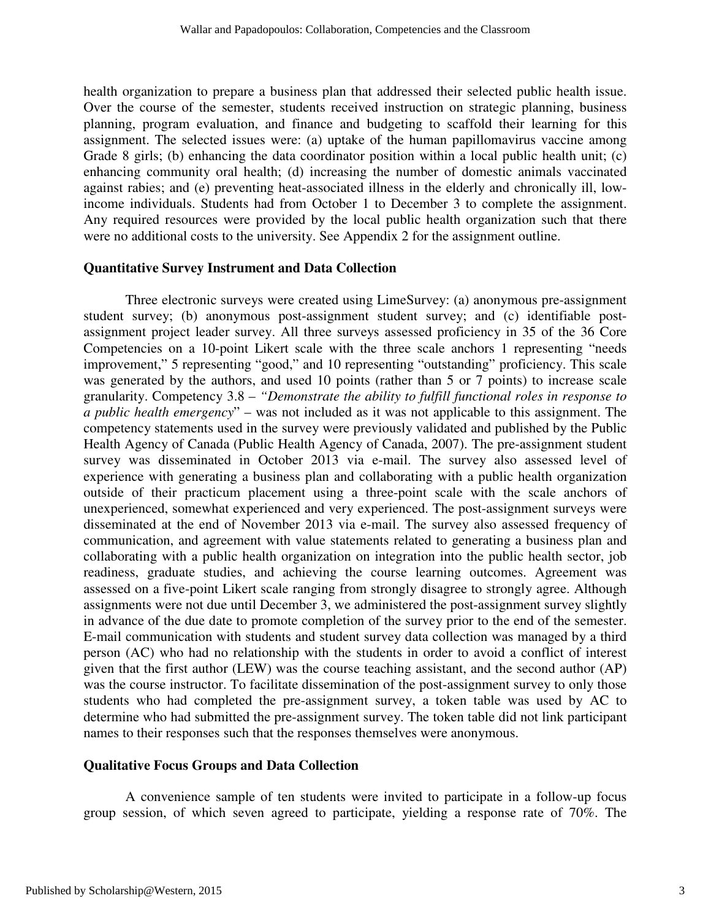health organization to prepare a business plan that addressed their selected public health issue. Over the course of the semester, students received instruction on strategic planning, business planning, program evaluation, and finance and budgeting to scaffold their learning for this assignment. The selected issues were: (a) uptake of the human papillomavirus vaccine among Grade 8 girls; (b) enhancing the data coordinator position within a local public health unit; (c) enhancing community oral health; (d) increasing the number of domestic animals vaccinated against rabies; and (e) preventing heat-associated illness in the elderly and chronically ill, low-income individuals. Students had from October 1 to December 3 to complete the assignment. Any required resources were provided by the local public health organization such that there were no additional costs to the university. See Appendix 2 for the assignment outline.

### Quantitative Survey Instrument and Data Collection

Three electronic surveys were created using LimeSurvey: (a) anonymous pre-assignment student survey; (b) anonymous post-assignment student survey; and (c) identifiable post-assignment project leader survey. All three surveys assessed proficiency in 35 of the 36 Core Competencies on a 10-point Likert scale with the three scale anchors 1 representing "needs improvement," 5 representing "good," and 10 representing "outstanding" proficiency. This scale was generated by the authors, and used 10 points (rather than 5 or 7 points) to increase scale granularity. Competency 3.8 – *"Demonstrate the ability to fulfill functional roles in response to a public health emergency*" – was not included as it was not applicable to this assignment. The competency statements used in the survey were previously validated and published by the Public Health Agency of Canada (Public Health Agency of Canada, 2007). The pre-assignment student survey was disseminated in October 2013 via e-mail. The survey also assessed level of experience with generating a business plan and collaborating with a public health organization outside of their practicum placement using a three-point scale with the scale anchors of unexperienced, somewhat experienced and very experienced. The post-assignment surveys were disseminated at the end of November 2013 via e-mail. The survey also assessed frequency of communication, and agreement with value statements related to generating a business plan and collaborating with a public health organization on integration into the public health sector, job readiness, graduate studies, and achieving the course learning outcomes. Agreement was assessed on a five-point Likert scale ranging from strongly disagree to strongly agree. Although assignments were not due until December 3, we administered the post-assignment survey slightly in advance of the due date to promote completion of the survey prior to the end of the semester. E-mail communication with students and student survey data collection was managed by a third person (AC) who had no relationship with the students in order to avoid a conflict of interest given that the first author (LEW) was the course teaching assistant, and the second author (AP) was the course instructor. To facilitate dissemination of the post-assignment survey to only those students who had completed the pre-assignment survey, a token table was used by AC to determine who had submitted the pre-assignment survey. The token table did not link participant names to their responses such that the responses themselves were anonymous.

### Qualitative Focus Groups and Data Collection

A convenience sample of ten students were invited to participate in a follow-up focus group session, of which seven agreed to participate, yielding a response rate of 70%. The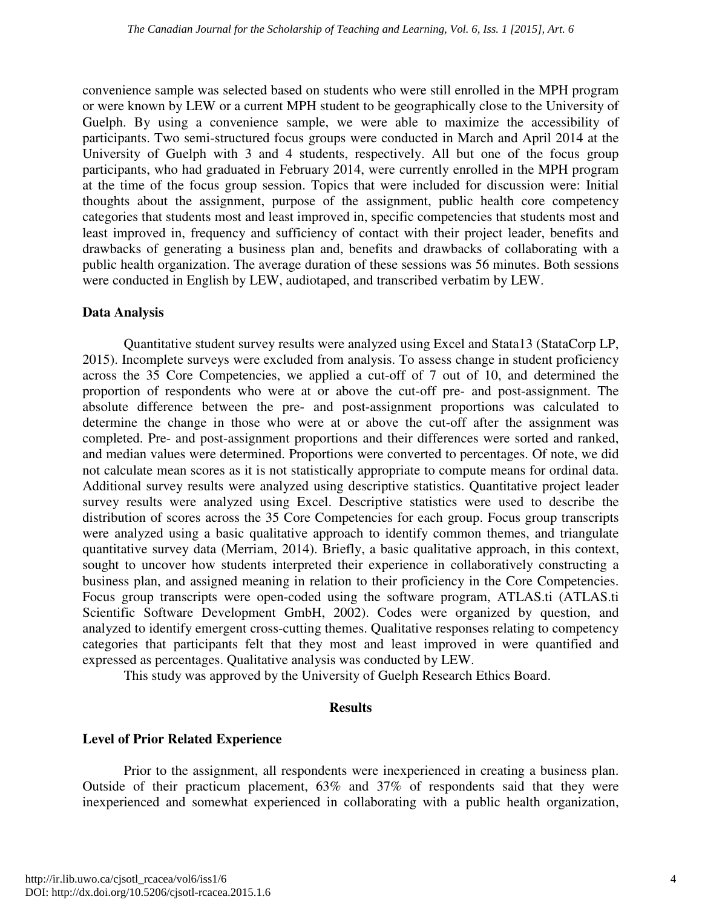convenience sample was selected based on students who were still enrolled in the MPH program or were known by LEW or a current MPH student to be geographically close to the University of Guelph. By using a convenience sample, we were able to maximize the accessibility of participants. Two semi-structured focus groups were conducted in March and April 2014 at the University of Guelph with 3 and 4 students, respectively. All but one of the focus group participants, who had graduated in February 2014, were currently enrolled in the MPH program at the time of the focus group session. Topics that were included for discussion were: Initial thoughts about the assignment, purpose of the assignment, public health core competency categories that students most and least improved in, specific competencies that students most and least improved in, frequency and sufficiency of contact with their project leader, benefits and drawbacks of generating a business plan and, benefits and drawbacks of collaborating with a public health organization. The average duration of these sessions was 56 minutes. Both sessions were conducted in English by LEW, audiotaped, and transcribed verbatim by LEW.

## Data Analysis

Quantitative student survey results were analyzed using Excel and Stata13 (StataCorp LP, 2015). Incomplete surveys were excluded from analysis. To assess change in student proficiency across the 35 Core Competencies, we applied a cut-off of 7 out of 10, and determined the proportion of respondents who were at or above the cut-off pre- and post-assignment. The absolute difference between the pre- and post-assignment proportions was calculated to determine the change in those who were at or above the cut-off after the assignment was completed. Pre- and post-assignment proportions and their differences were sorted and ranked, and median values were determined. Proportions were converted to percentages. Of note, we did not calculate mean scores as it is not statistically appropriate to compute means for ordinal data. Additional survey results were analyzed using descriptive statistics. Quantitative project leader survey results were analyzed using Excel. Descriptive statistics were used to describe the distribution of scores across the 35 Core Competencies for each group. Focus group transcripts were analyzed using a basic qualitative approach to identify common themes, and triangulate quantitative survey data (Merriam, 2014). Briefly, a basic qualitative approach, in this context, sought to uncover how students interpreted their experience in collaboratively constructing a business plan, and assigned meaning in relation to their proficiency in the Core Competencies. Focus group transcripts were open-coded using the software program, ATLAS.ti (ATLAS.ti Scientific Software Development GmbH, 2002). Codes were organized by question, and analyzed to identify emergent cross-cutting themes. Qualitative responses relating to competency categories that participants felt that they most and least improved in were quantified and expressed as percentages. Qualitative analysis was conducted by LEW.

This study was approved by the University of Guelph Research Ethics Board.

# Results

## Level of Prior Related Experience

Prior to the assignment, all respondents were inexperienced in creating a business plan. Outside of their practicum placement, 63% and 37% of respondents said that they were inexperienced and somewhat experienced in collaborating with a public health organization,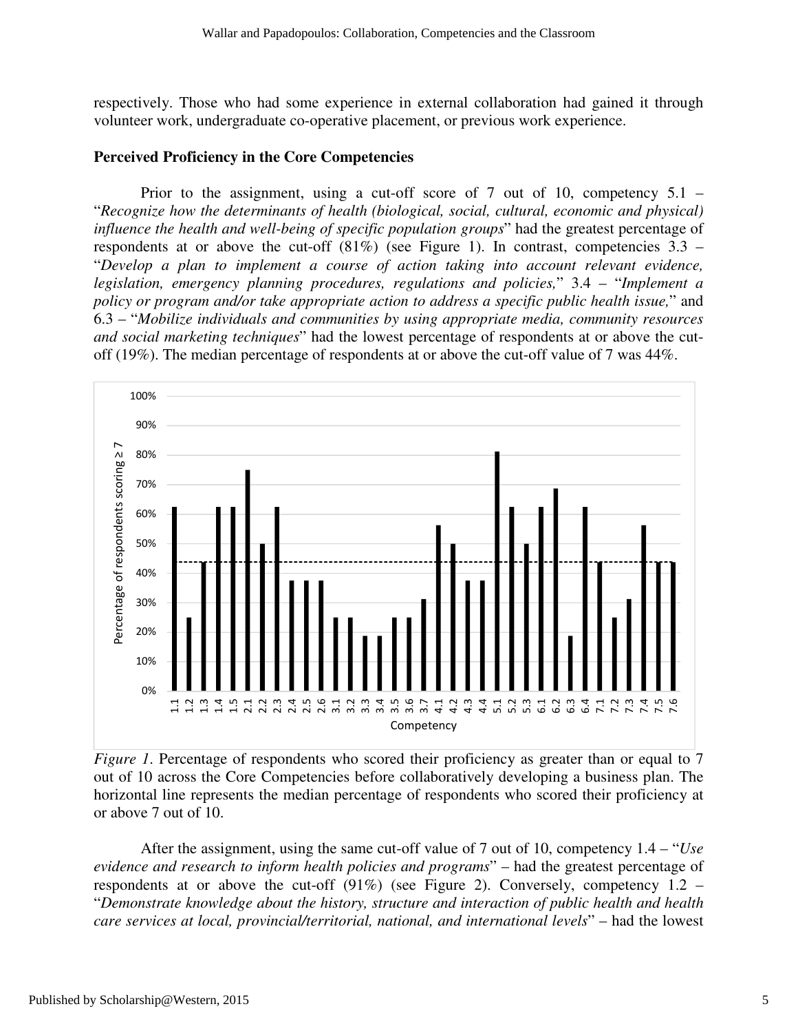respectively. Those who had some experience in external collaboration had gained it through volunteer work, undergraduate co-operative placement, or previous work experience.

### Perceived Proficiency in the Core Competencies

Prior to the assignment, using a cut-off score of 7 out of 10, competency 5.1 – "*Recognize how the determinants of health (biological, social, cultural, economic and physical) influence the health and well-being of specific population groups*" had the greatest percentage of respondents at or above the cut-off (81%) (see Figure 1). In contrast, competencies 3.3 – "*Develop a plan to implement a course of action taking into account relevant evidence, legislation, emergency planning procedures, regulations and policies,*" 3.4 – "*Implement a policy or program and/or take appropriate action to address a specific public health issue,*" and 6.3 – "*Mobilize individuals and communities by using appropriate media, community resources and social marketing techniques*" had the lowest percentage of respondents at or above the cut-off (19%). The median percentage of respondents at or above the cut-off value of 7 was 44%.

*Figure 1*. Percentage of respondents who scored their proficiency as greater than or equal to 7 out of 10 across the Core Competencies before collaboratively developing a business plan. The horizontal line represents the median percentage of respondents who scored their proficiency at or above 7 out of 10.

After the assignment, using the same cut-off value of 7 out of 10, competency 1.4 – "*Use evidence and research to inform health policies and programs*" – had the greatest percentage of respondents at or above the cut-off (91%) (see Figure 2). Conversely, competency 1.2 – "*Demonstrate knowledge about the history, structure and interaction of public health and health care services at local, provincial/territorial, national, and international levels*" – had the lowest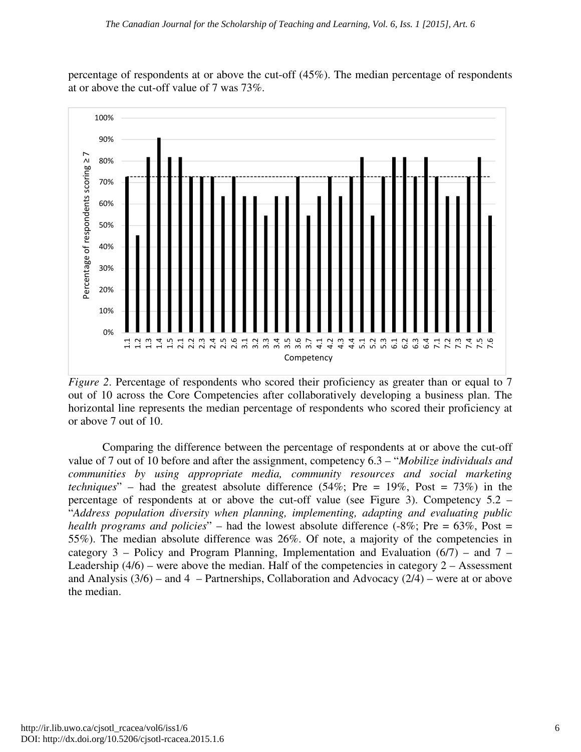percentage of respondents at or above the cut-off (45%). The median percentage of respondents at or above the cut-off value of 7 was 73%.

*Figure 2*. Percentage of respondents who scored their proficiency as greater than or equal to 7 out of 10 across the Core Competencies after collaboratively developing a business plan. The horizontal line represents the median percentage of respondents who scored their proficiency at or above 7 out of 10.

Comparing the difference between the percentage of respondents at or above the cut-off value of 7 out of 10 before and after the assignment, competency 6.3 – "*Mobilize individuals and communities by using appropriate media, community resources and social marketing techniques*" – had the greatest absolute difference (54%; Pre = 19%, Post = 73%) in the percentage of respondents at or above the cut-off value (see Figure 3). Competency 5.2 – "*Address population diversity when planning, implementing, adapting and evaluating public health programs and policies*" – had the lowest absolute difference (-8%; Pre = 63%, Post = 55%). The median absolute difference was 26%. Of note, a majority of the competencies in category 3 – Policy and Program Planning, Implementation and Evaluation (6/7) – and 7 – Leadership (4/6) – were above the median. Half of the competencies in category 2 – Assessment and Analysis (3/6) – and 4 – Partnerships, Collaboration and Advocacy (2/4) – were at or above the median.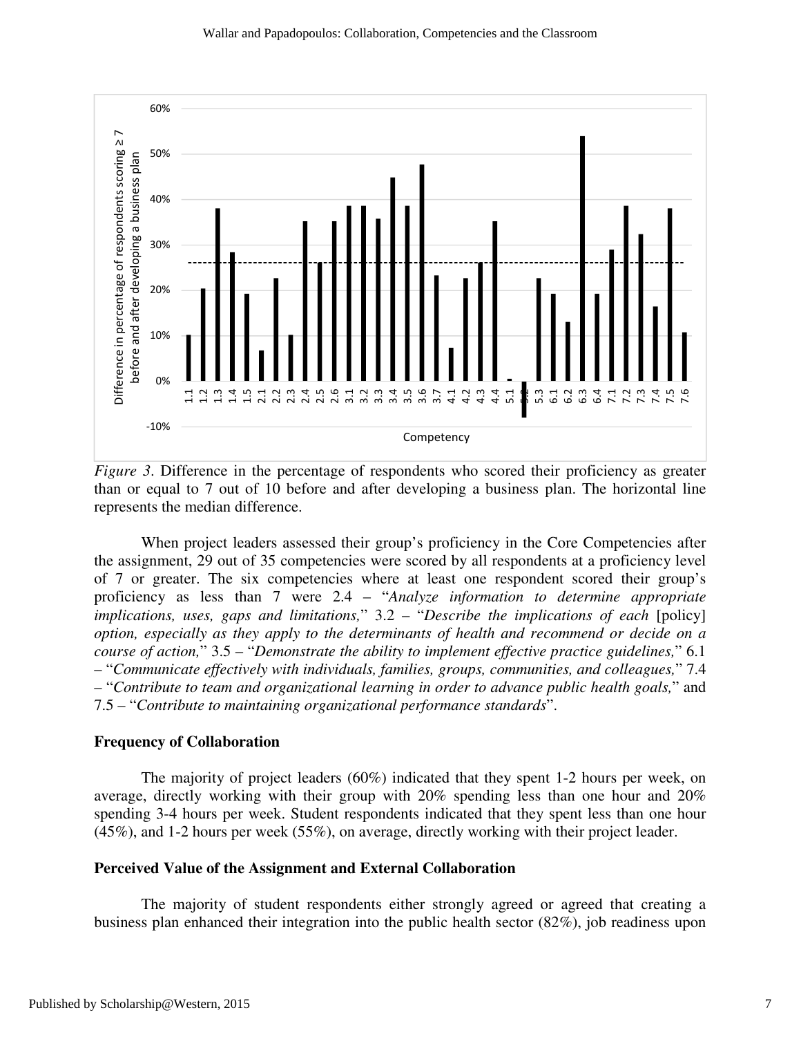*Figure 3*. Difference in the percentage of respondents who scored their proficiency as greater than or equal to 7 out of 10 before and after developing a business plan. The horizontal line represents the median difference.

When project leaders assessed their group's proficiency in the Core Competencies after the assignment, 29 out of 35 competencies were scored by all respondents at a proficiency level of 7 or greater. The six competencies where at least one respondent scored their group's proficiency as less than 7 were 2.4 – "*Analyze information to determine appropriate implications, uses, gaps and limitations,*" 3.2 – "*Describe the implications of each* [policy] *option, especially as they apply to the determinants of health and recommend or decide on a course of action,*" 3.5 – "*Demonstrate the ability to implement effective practice guidelines,*" 6.1 – "*Communicate effectively with individuals, families, groups, communities, and colleagues,*" 7.4 – "*Contribute to team and organizational learning in order to advance public health goals,*" and 7.5 – "*Contribute to maintaining organizational performance standards*".

### Frequency of Collaboration

The majority of project leaders (60%) indicated that they spent 1-2 hours per week, on average, directly working with their group with 20% spending less than one hour and 20% spending 3-4 hours per week. Student respondents indicated that they spent less than one hour (45%), and 1-2 hours per week (55%), on average, directly working with their project leader.

### Perceived Value of the Assignment and External Collaboration

The majority of student respondents either strongly agreed or agreed that creating a business plan enhanced their integration into the public health sector (82%), job readiness upon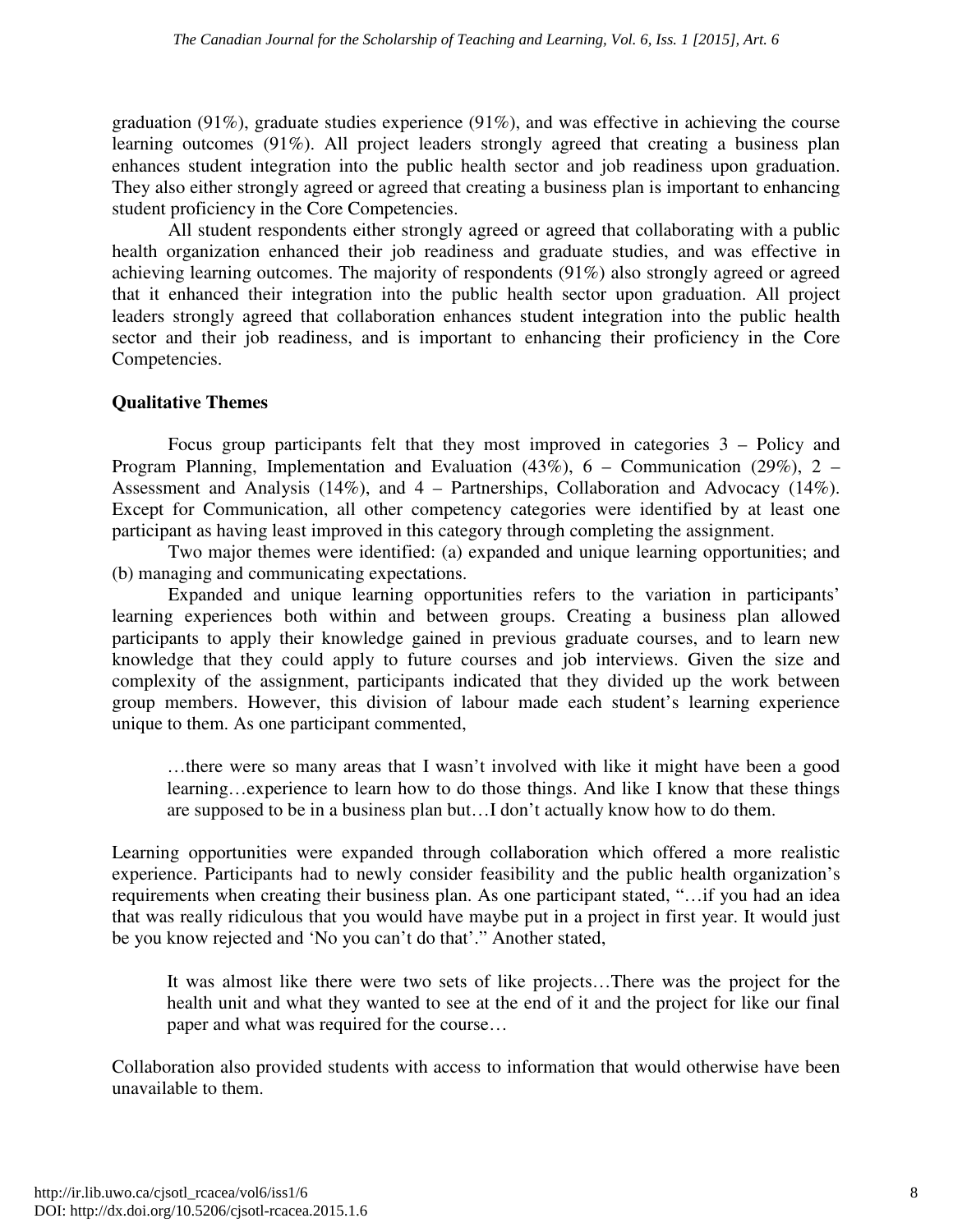graduation (91%), graduate studies experience (91%), and was effective in achieving the course learning outcomes (91%). All project leaders strongly agreed that creating a business plan enhances student integration into the public health sector and job readiness upon graduation. They also either strongly agreed or agreed that creating a business plan is important to enhancing student proficiency in the Core Competencies.

All student respondents either strongly agreed or agreed that collaborating with a public health organization enhanced their job readiness and graduate studies, and was effective in achieving learning outcomes. The majority of respondents (91%) also strongly agreed or agreed that it enhanced their integration into the public health sector upon graduation. All project leaders strongly agreed that collaboration enhances student integration into the public health sector and their job readiness, and is important to enhancing their proficiency in the Core Competencies.

### Qualitative Themes

Focus group participants felt that they most improved in categories 3 – Policy and Program Planning, Implementation and Evaluation (43%), 6 – Communication (29%), 2 – Assessment and Analysis (14%), and 4 – Partnerships, Collaboration and Advocacy (14%). Except for Communication, all other competency categories were identified by at least one participant as having least improved in this category through completing the assignment.

Two major themes were identified: (a) expanded and unique learning opportunities; and (b) managing and communicating expectations.

Expanded and unique learning opportunities refers to the variation in participants' learning experiences both within and between groups. Creating a business plan allowed participants to apply their knowledge gained in previous graduate courses, and to learn new knowledge that they could apply to future courses and job interviews. Given the size and complexity of the assignment, participants indicated that they divided up the work between group members. However, this division of labour made each student's learning experience unique to them. As one participant commented,

> …there were so many areas that I wasn't involved with like it might have been a good learning…experience to learn how to do those things. And like I know that these things are supposed to be in a business plan but…I don't actually know how to do them.

Learning opportunities were expanded through collaboration which offered a more realistic experience. Participants had to newly consider feasibility and the public health organization's requirements when creating their business plan. As one participant stated, "…if you had an idea that was really ridiculous that you would have maybe put in a project in first year. It would just be you know rejected and 'No you can't do that'." Another stated,

> It was almost like there were two sets of like projects…There was the project for the health unit and what they wanted to see at the end of it and the project for like our final paper and what was required for the course…

Collaboration also provided students with access to information that would otherwise have been unavailable to them.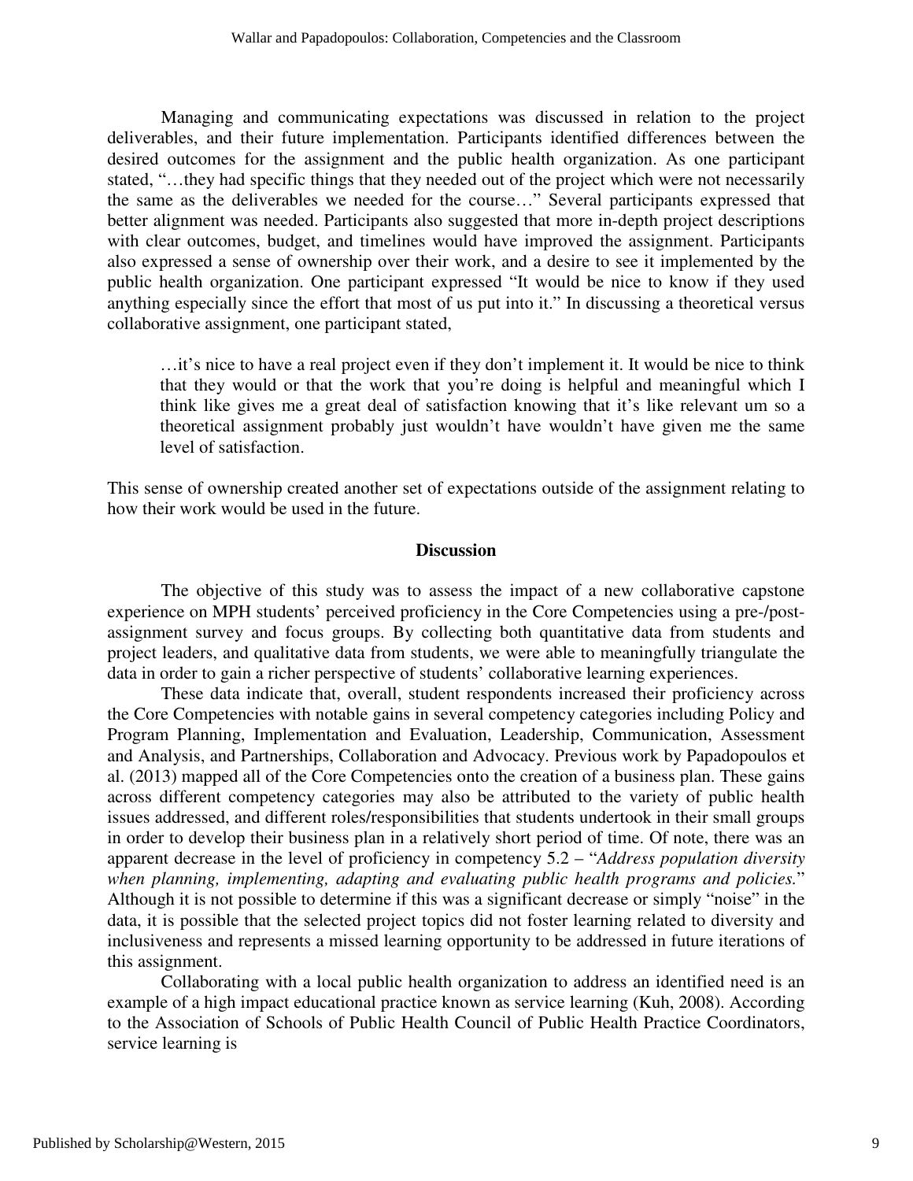Managing and communicating expectations was discussed in relation to the project deliverables, and their future implementation. Participants identified differences between the desired outcomes for the assignment and the public health organization. As one participant stated, "…they had specific things that they needed out of the project which were not necessarily the same as the deliverables we needed for the course…" Several participants expressed that better alignment was needed. Participants also suggested that more in-depth project descriptions with clear outcomes, budget, and timelines would have improved the assignment. Participants also expressed a sense of ownership over their work, and a desire to see it implemented by the public health organization. One participant expressed "It would be nice to know if they used anything especially since the effort that most of us put into it." In discussing a theoretical versus collaborative assignment, one participant stated,

> …it's nice to have a real project even if they don't implement it. It would be nice to think that they would or that the work that you're doing is helpful and meaningful which I think like gives me a great deal of satisfaction knowing that it's like relevant um so a theoretical assignment probably just wouldn't have wouldn't have given me the same level of satisfaction.

This sense of ownership created another set of expectations outside of the assignment relating to how their work would be used in the future.

## Discussion

The objective of this study was to assess the impact of a new collaborative capstone experience on MPH students' perceived proficiency in the Core Competencies using a pre-/post-assignment survey and focus groups. By collecting both quantitative data from students and project leaders, and qualitative data from students, we were able to meaningfully triangulate the data in order to gain a richer perspective of students' collaborative learning experiences.

These data indicate that, overall, student respondents increased their proficiency across the Core Competencies with notable gains in several competency categories including Policy and Program Planning, Implementation and Evaluation, Leadership, Communication, Assessment and Analysis, and Partnerships, Collaboration and Advocacy. Previous work by Papadopoulos et al. (2013) mapped all of the Core Competencies onto the creation of a business plan. These gains across different competency categories may also be attributed to the variety of public health issues addressed, and different roles/responsibilities that students undertook in their small groups in order to develop their business plan in a relatively short period of time. Of note, there was an apparent decrease in the level of proficiency in competency 5.2 – "*Address population diversity when planning, implementing, adapting and evaluating public health programs and policies.*" Although it is not possible to determine if this was a significant decrease or simply "noise" in the data, it is possible that the selected project topics did not foster learning related to diversity and inclusiveness and represents a missed learning opportunity to be addressed in future iterations of this assignment.

Collaborating with a local public health organization to address an identified need is an example of a high impact educational practice known as service learning (Kuh, 2008). According to the Association of Schools of Public Health Council of Public Health Practice Coordinators, service learning is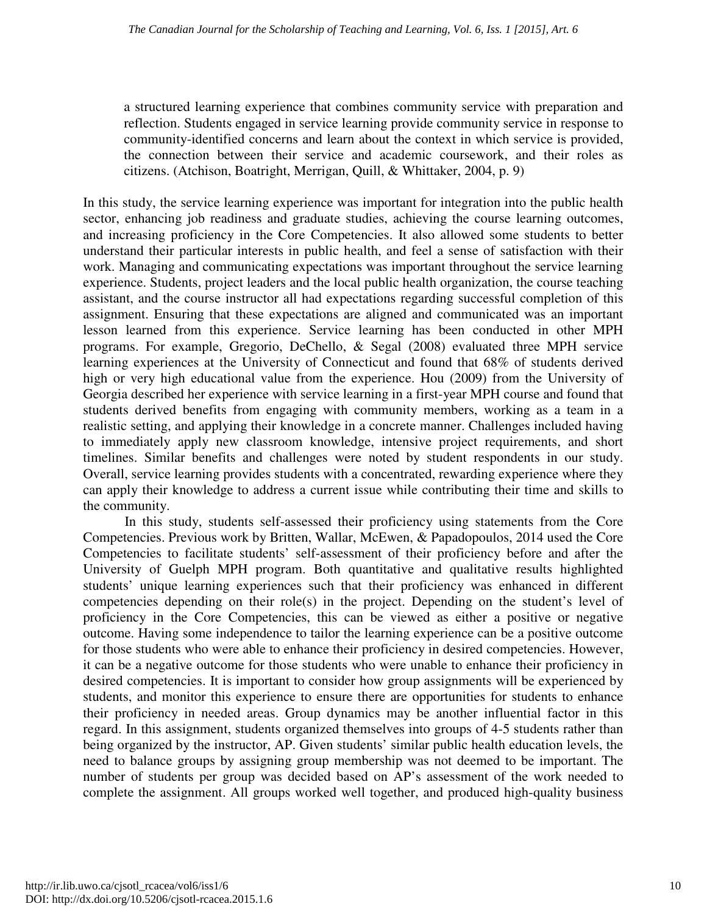> a structured learning experience that combines community service with preparation and reflection. Students engaged in service learning provide community service in response to community-identified concerns and learn about the context in which service is provided, the connection between their service and academic coursework, and their roles as citizens. (Atchison, Boatright, Merrigan, Quill, & Whittaker, 2004, p. 9)

In this study, the service learning experience was important for integration into the public health sector, enhancing job readiness and graduate studies, achieving the course learning outcomes, and increasing proficiency in the Core Competencies. It also allowed some students to better understand their particular interests in public health, and feel a sense of satisfaction with their work. Managing and communicating expectations was important throughout the service learning experience. Students, project leaders and the local public health organization, the course teaching assistant, and the course instructor all had expectations regarding successful completion of this assignment. Ensuring that these expectations are aligned and communicated was an important lesson learned from this experience. Service learning has been conducted in other MPH programs. For example, Gregorio, DeChello, & Segal (2008) evaluated three MPH service learning experiences at the University of Connecticut and found that 68% of students derived high or very high educational value from the experience. Hou (2009) from the University of Georgia described her experience with service learning in a first-year MPH course and found that students derived benefits from engaging with community members, working as a team in a realistic setting, and applying their knowledge in a concrete manner. Challenges included having to immediately apply new classroom knowledge, intensive project requirements, and short timelines. Similar benefits and challenges were noted by student respondents in our study. Overall, service learning provides students with a concentrated, rewarding experience where they can apply their knowledge to address a current issue while contributing their time and skills to the community.

In this study, students self-assessed their proficiency using statements from the Core Competencies. Previous work by Britten, Wallar, McEwen, & Papadopoulos, 2014 used the Core Competencies to facilitate students' self-assessment of their proficiency before and after the University of Guelph MPH program. Both quantitative and qualitative results highlighted students' unique learning experiences such that their proficiency was enhanced in different competencies depending on their role(s) in the project. Depending on the student's level of proficiency in the Core Competencies, this can be viewed as either a positive or negative outcome. Having some independence to tailor the learning experience can be a positive outcome for those students who were able to enhance their proficiency in desired competencies. However, it can be a negative outcome for those students who were unable to enhance their proficiency in desired competencies. It is important to consider how group assignments will be experienced by students, and monitor this experience to ensure there are opportunities for students to enhance their proficiency in needed areas. Group dynamics may be another influential factor in this regard. In this assignment, students organized themselves into groups of 4-5 students rather than being organized by the instructor, AP. Given students' similar public health education levels, the need to balance groups by assigning group membership was not deemed to be important. The number of students per group was decided based on AP's assessment of the work needed to complete the assignment. All groups worked well together, and produced high-quality business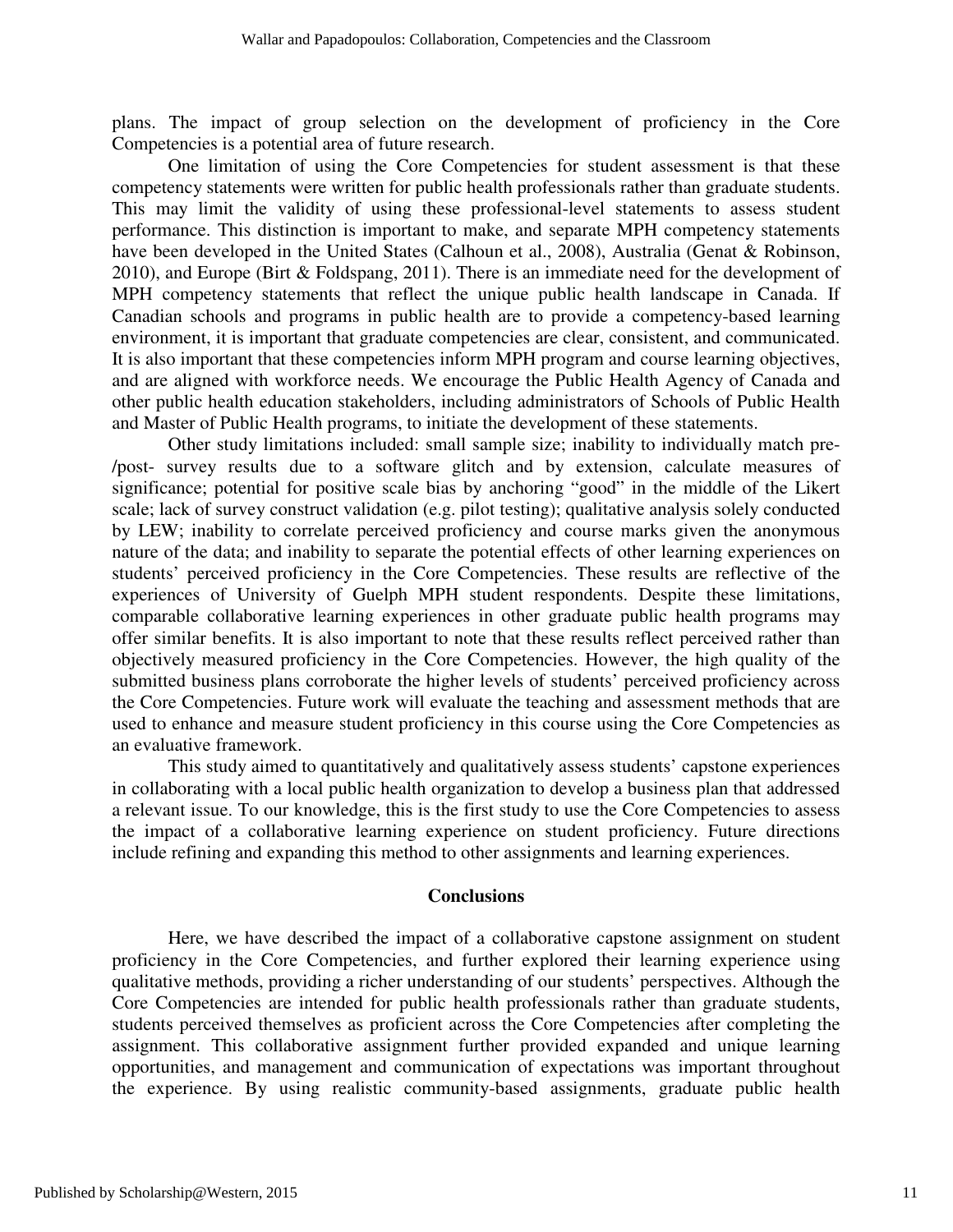plans. The impact of group selection on the development of proficiency in the Core Competencies is a potential area of future research.

One limitation of using the Core Competencies for student assessment is that these competency statements were written for public health professionals rather than graduate students. This may limit the validity of using these professional-level statements to assess student performance. This distinction is important to make, and separate MPH competency statements have been developed in the United States (Calhoun et al., 2008), Australia (Genat & Robinson, 2010), and Europe (Birt & Foldspang, 2011). There is an immediate need for the development of MPH competency statements that reflect the unique public health landscape in Canada. If Canadian schools and programs in public health are to provide a competency-based learning environment, it is important that graduate competencies are clear, consistent, and communicated. It is also important that these competencies inform MPH program and course learning objectives, and are aligned with workforce needs. We encourage the Public Health Agency of Canada and other public health education stakeholders, including administrators of Schools of Public Health and Master of Public Health programs, to initiate the development of these statements.

Other study limitations included: small sample size; inability to individually match pre-/post- survey results due to a software glitch and by extension, calculate measures of significance; potential for positive scale bias by anchoring "good" in the middle of the Likert scale; lack of survey construct validation (e.g. pilot testing); qualitative analysis solely conducted by LEW; inability to correlate perceived proficiency and course marks given the anonymous nature of the data; and inability to separate the potential effects of other learning experiences on students' perceived proficiency in the Core Competencies. These results are reflective of the experiences of University of Guelph MPH student respondents. Despite these limitations, comparable collaborative learning experiences in other graduate public health programs may offer similar benefits. It is also important to note that these results reflect perceived rather than objectively measured proficiency in the Core Competencies. However, the high quality of the submitted business plans corroborate the higher levels of students' perceived proficiency across the Core Competencies. Future work will evaluate the teaching and assessment methods that are used to enhance and measure student proficiency in this course using the Core Competencies as an evaluative framework.

This study aimed to quantitatively and qualitatively assess students' capstone experiences in collaborating with a local public health organization to develop a business plan that addressed a relevant issue. To our knowledge, this is the first study to use the Core Competencies to assess the impact of a collaborative learning experience on student proficiency. Future directions include refining and expanding this method to other assignments and learning experiences.

## Conclusions

Here, we have described the impact of a collaborative capstone assignment on student proficiency in the Core Competencies, and further explored their learning experience using qualitative methods, providing a richer understanding of our students' perspectives. Although the Core Competencies are intended for public health professionals rather than graduate students, students perceived themselves as proficient across the Core Competencies after completing the assignment. This collaborative assignment further provided expanded and unique learning opportunities, and management and communication of expectations was important throughout the experience. By using realistic community-based assignments, graduate public health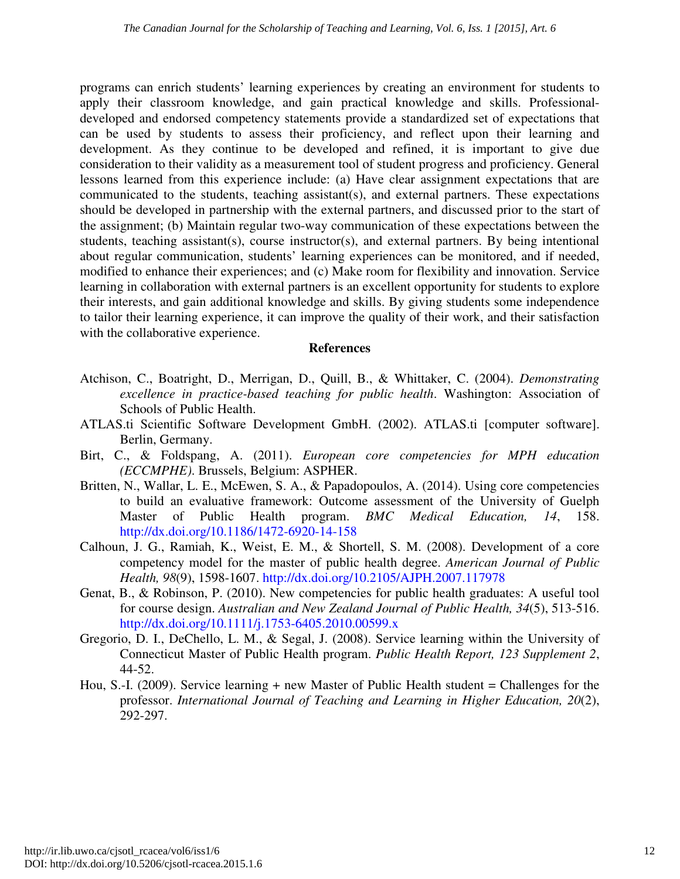programs can enrich students' learning experiences by creating an environment for students to apply their classroom knowledge, and gain practical knowledge and skills. Professional-developed and endorsed competency statements provide a standardized set of expectations that can be used by students to assess their proficiency, and reflect upon their learning and development. As they continue to be developed and refined, it is important to give due consideration to their validity as a measurement tool of student progress and proficiency. General lessons learned from this experience include: (a) Have clear assignment expectations that are communicated to the students, teaching assistant(s), and external partners. These expectations should be developed in partnership with the external partners, and discussed prior to the start of the assignment; (b) Maintain regular two-way communication of these expectations between the students, teaching assistant(s), course instructor(s), and external partners. By being intentional about regular communication, students' learning experiences can be monitored, and if needed, modified to enhance their experiences; and (c) Make room for flexibility and innovation. Service learning in collaboration with external partners is an excellent opportunity for students to explore their interests, and gain additional knowledge and skills. By giving students some independence to tailor their learning experience, it can improve the quality of their work, and their satisfaction with the collaborative experience.

## References

Atchison, C., Boatright, D., Merrigan, D., Quill, B., & Whittaker, C. (2004). *Demonstrating excellence in practice-based teaching for public health*. Washington: Association of Schools of Public Health.

ATLAS.ti Scientific Software Development GmbH. (2002). ATLAS.ti [computer software]. Berlin, Germany.

Birt, C., & Foldspang, A. (2011). *European core competencies for MPH education (ECCMPHE)*. Brussels, Belgium: ASPHER.

Britten, N., Wallar, L. E., McEwen, S. A., & Papadopoulos, A. (2014). Using core competencies to build an evaluative framework: Outcome assessment of the University of Guelph Master of Public Health program. *BMC Medical Education, 14*, 158. http://dx.doi.org/10.1186/1472-6920-14-158

Calhoun, J. G., Ramiah, K., Weist, E. M., & Shortell, S. M. (2008). Development of a core competency model for the master of public health degree. *American Journal of Public Health, 98*(9), 1598-1607. http://dx.doi.org/10.2105/AJPH.2007.117978

Genat, B., & Robinson, P. (2010). New competencies for public health graduates: A useful tool for course design. *Australian and New Zealand Journal of Public Health, 34*(5), 513-516. http://dx.doi.org/10.1111/j.1753-6405.2010.00599.x

Gregorio, D. I., DeChello, L. M., & Segal, J. (2008). Service learning within the University of Connecticut Master of Public Health program. *Public Health Report, 123 Supplement 2*, 44-52.

Hou, S.-I. (2009). Service learning + new Master of Public Health student = Challenges for the professor. *International Journal of Teaching and Learning in Higher Education, 20*(2), 292-297.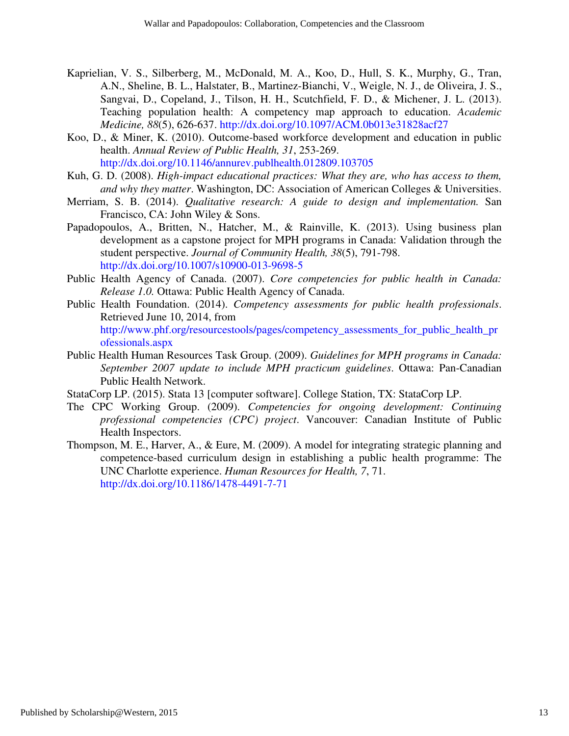Kaprielian, V. S., Silberberg, M., McDonald, M. A., Koo, D., Hull, S. K., Murphy, G., Tran, A.N., Sheline, B. L., Halstater, B., Martinez-Bianchi, V., Weigle, N. J., de Oliveira, J. S., Sangvai, D., Copeland, J., Tilson, H. H., Scutchfield, F. D., & Michener, J. L. (2013). Teaching population health: A competency map approach to education. *Academic Medicine, 88*(5), 626-637. http://dx.doi.org/10.1097/ACM.0b013e31828acf27

Koo, D., & Miner, K. (2010). Outcome-based workforce development and education in public health. *Annual Review of Public Health, 31*, 253-269. http://dx.doi.org/10.1146/annurev.publhealth.012809.103705

Kuh, G. D. (2008). *High-impact educational practices: What they are, who has access to them, and why they matter*. Washington, DC: Association of American Colleges & Universities.

Merriam, S. B. (2014). *Qualitative research: A guide to design and implementation.* San Francisco, CA: John Wiley & Sons.

Papadopoulos, A., Britten, N., Hatcher, M., & Rainville, K. (2013). Using business plan development as a capstone project for MPH programs in Canada: Validation through the student perspective. *Journal of Community Health, 38*(5), 791-798. http://dx.doi.org/10.1007/s10900-013-9698-5

Public Health Agency of Canada. (2007). *Core competencies for public health in Canada: Release 1.0.* Ottawa: Public Health Agency of Canada.

Public Health Foundation. (2014). *Competency assessments for public health professionals*. Retrieved June 10, 2014, from http://www.phf.org/resourcestools/pages/competency_assessments_for_public_health_professionals.aspx

Public Health Human Resources Task Group. (2009). *Guidelines for MPH programs in Canada: September 2007 update to include MPH practicum guidelines*. Ottawa: Pan-Canadian Public Health Network.

StataCorp LP. (2015). Stata 13 [computer software]. College Station, TX: StataCorp LP.

The CPC Working Group. (2009). *Competencies for ongoing development: Continuing professional competencies (CPC) project*. Vancouver: Canadian Institute of Public Health Inspectors.

Thompson, M. E., Harver, A., & Eure, M. (2009). A model for integrating strategic planning and competence-based curriculum design in establishing a public health programme: The UNC Charlotte experience. *Human Resources for Health, 7*, 71. http://dx.doi.org/10.1186/1478-4491-7-71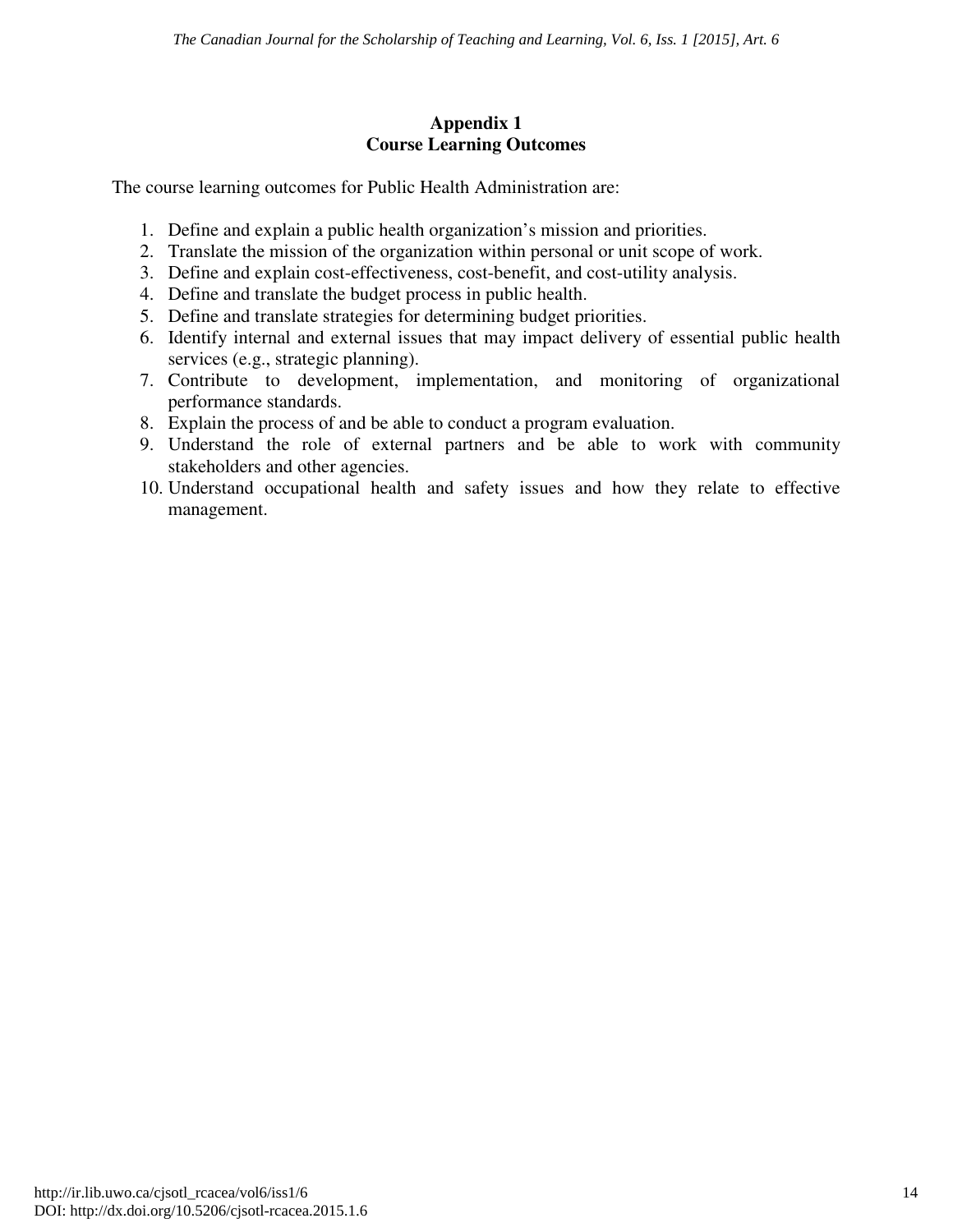## Appendix 1
## Course Learning Outcomes

The course learning outcomes for Public Health Administration are:

1. Define and explain a public health organization's mission and priorities.
2. Translate the mission of the organization within personal or unit scope of work.
3. Define and explain cost-effectiveness, cost-benefit, and cost-utility analysis.
4. Define and translate the budget process in public health.
5. Define and translate strategies for determining budget priorities.
6. Identify internal and external issues that may impact delivery of essential public health services (e.g., strategic planning).
7. Contribute to development, implementation, and monitoring of organizational performance standards.
8. Explain the process of and be able to conduct a program evaluation.
9. Understand the role of external partners and be able to work with community stakeholders and other agencies.
10. Understand occupational health and safety issues and how they relate to effective management.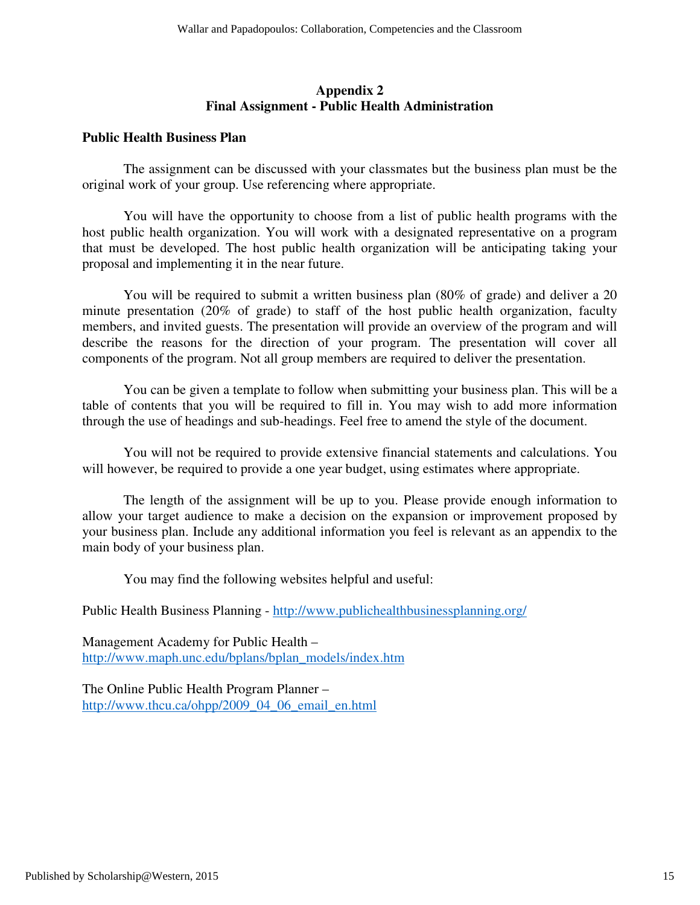## Appendix 2
## Final Assignment - Public Health Administration

**Public Health Business Plan**

The assignment can be discussed with your classmates but the business plan must be the original work of your group. Use referencing where appropriate.

You will have the opportunity to choose from a list of public health programs with the host public health organization. You will work with a designated representative on a program that must be developed. The host public health organization will be anticipating taking your proposal and implementing it in the near future.

You will be required to submit a written business plan (80% of grade) and deliver a 20 minute presentation (20% of grade) to staff of the host public health organization, faculty members, and invited guests. The presentation will provide an overview of the program and will describe the reasons for the direction of your program. The presentation will cover all components of the program. Not all group members are required to deliver the presentation.

You can be given a template to follow when submitting your business plan. This will be a table of contents that you will be required to fill in. You may wish to add more information through the use of headings and sub-headings. Feel free to amend the style of the document.

You will not be required to provide extensive financial statements and calculations. You will however, be required to provide a one year budget, using estimates where appropriate.

The length of the assignment will be up to you. Please provide enough information to allow your target audience to make a decision on the expansion or improvement proposed by your business plan. Include any additional information you feel is relevant as an appendix to the main body of your business plan.

You may find the following websites helpful and useful:

Public Health Business Planning - http://www.publichealthbusinessplanning.org/

Management Academy for Public Health –
http://www.maph.unc.edu/bplans/bplan_models/index.htm

The Online Public Health Program Planner –
http://www.thcu.ca/ohpp/2009_04_06_email_en.html